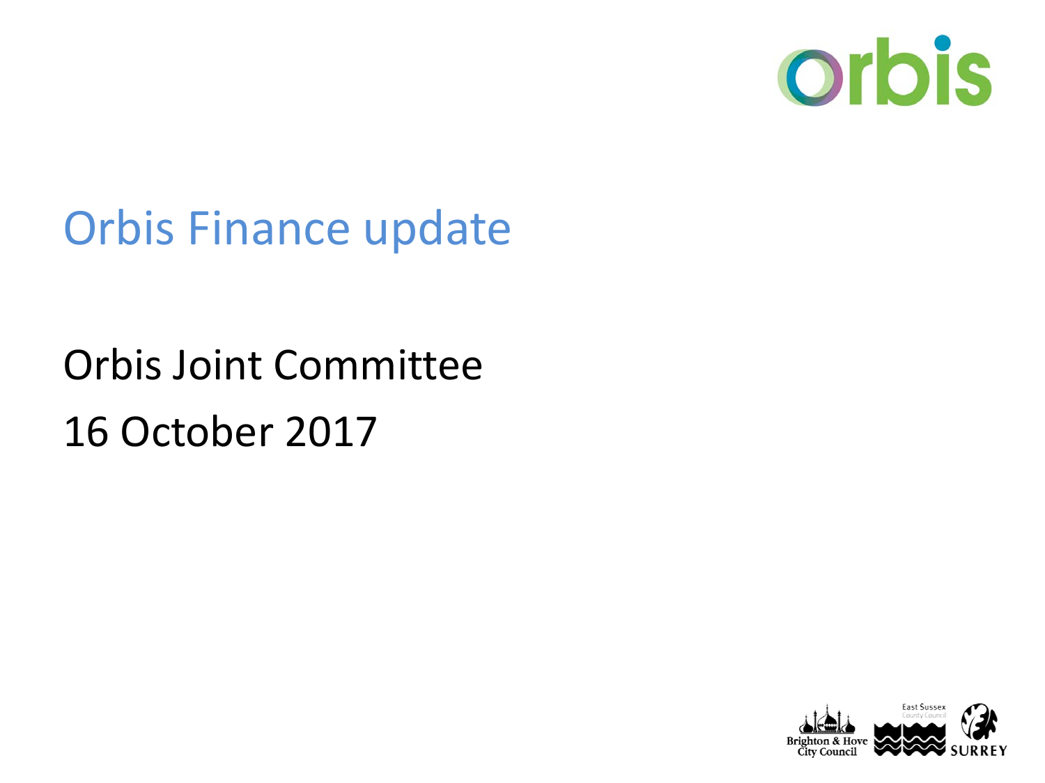# Orbis Finance update

Orbis Joint Committee

16 October 2017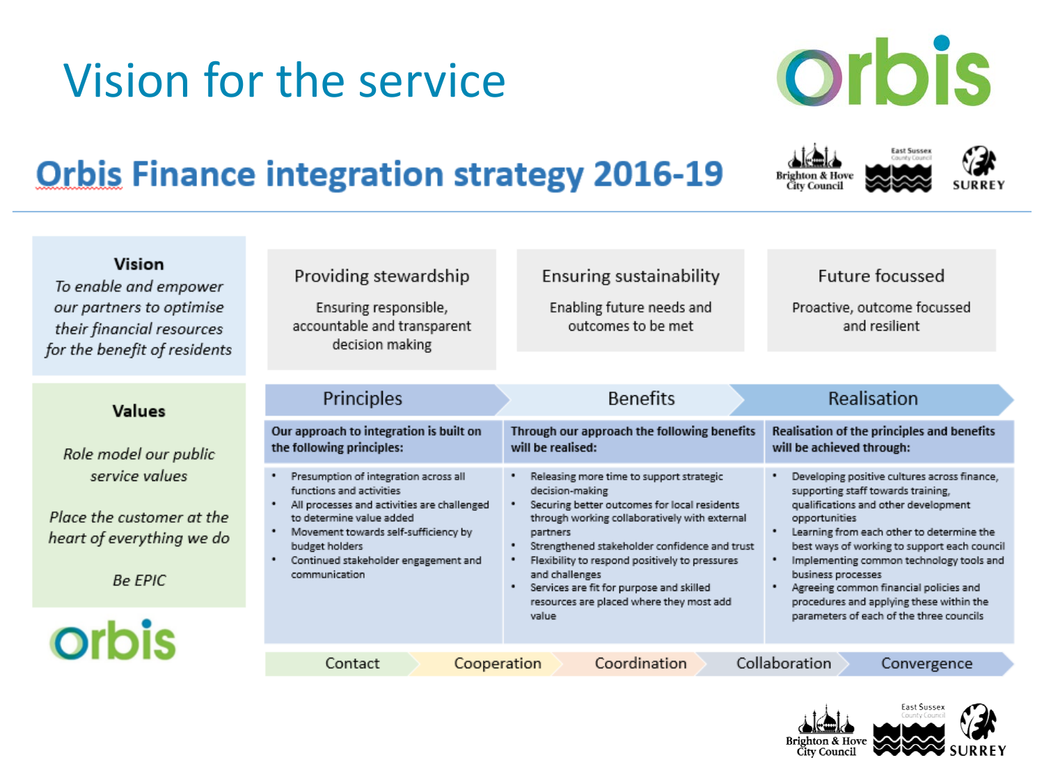# Vision for the service

## Orbis Finance integration strategy 2016-19

**Vision**

*To enable and empower our partners to optimise their financial resources for the benefit of residents*

| Providing stewardship | Ensuring sustainability | Future focussed |
| --- | --- | --- |
| Ensuring responsible, accountable and transparent decision making | Enabling future needs and outcomes to be met | Proactive, outcome focussed and resilient |

**Values**

*Role model our public service values*

*Place the customer at the heart of everything we do*

*Be EPIC*

| Principles | Benefits | Realisation |
| --- | --- | --- |
| **Our approach to integration is built on the following principles:** | **Through our approach the following benefits will be realised:** | **Realisation of the principles and benefits will be achieved through:** |
| • Presumption of integration across all functions and activities<br>• All processes and activities are challenged to determine value added<br>• Movement towards self-sufficiency by budget holders<br>• Continued stakeholder engagement and communication | • Releasing more time to support strategic decision-making<br>• Securing better outcomes for local residents through working collaboratively with external partners<br>• Strengthened stakeholder confidence and trust<br>• Flexibility to respond positively to pressures and challenges<br>• Services are fit for purpose and skilled resources are placed where they most add value | • Developing positive cultures across finance, supporting staff towards training, qualifications and other development opportunities<br>• Learning from each other to determine the best ways of working to support each council<br>• Implementing common technology tools and business processes<br>• Agreeing common financial policies and procedures and applying these within the parameters of each of the three councils |

Contact → Cooperation → Coordination → Collaboration → Convergence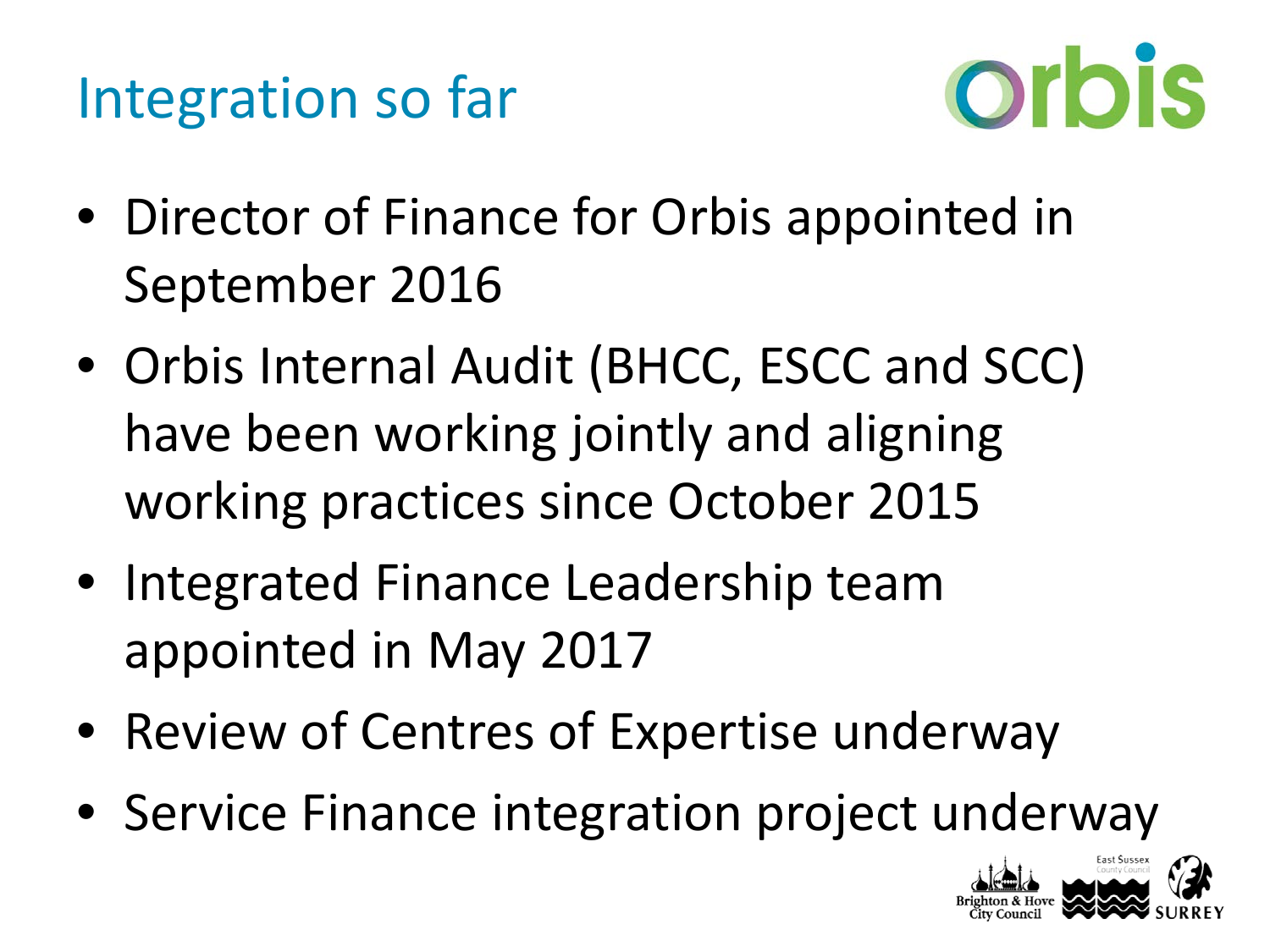# Integration so far

- Director of Finance for Orbis appointed in September 2016
- Orbis Internal Audit (BHCC, ESCC and SCC) have been working jointly and aligning working practices since October 2015
- Integrated Finance Leadership team appointed in May 2017
- Review of Centres of Expertise underway
- Service Finance integration project underway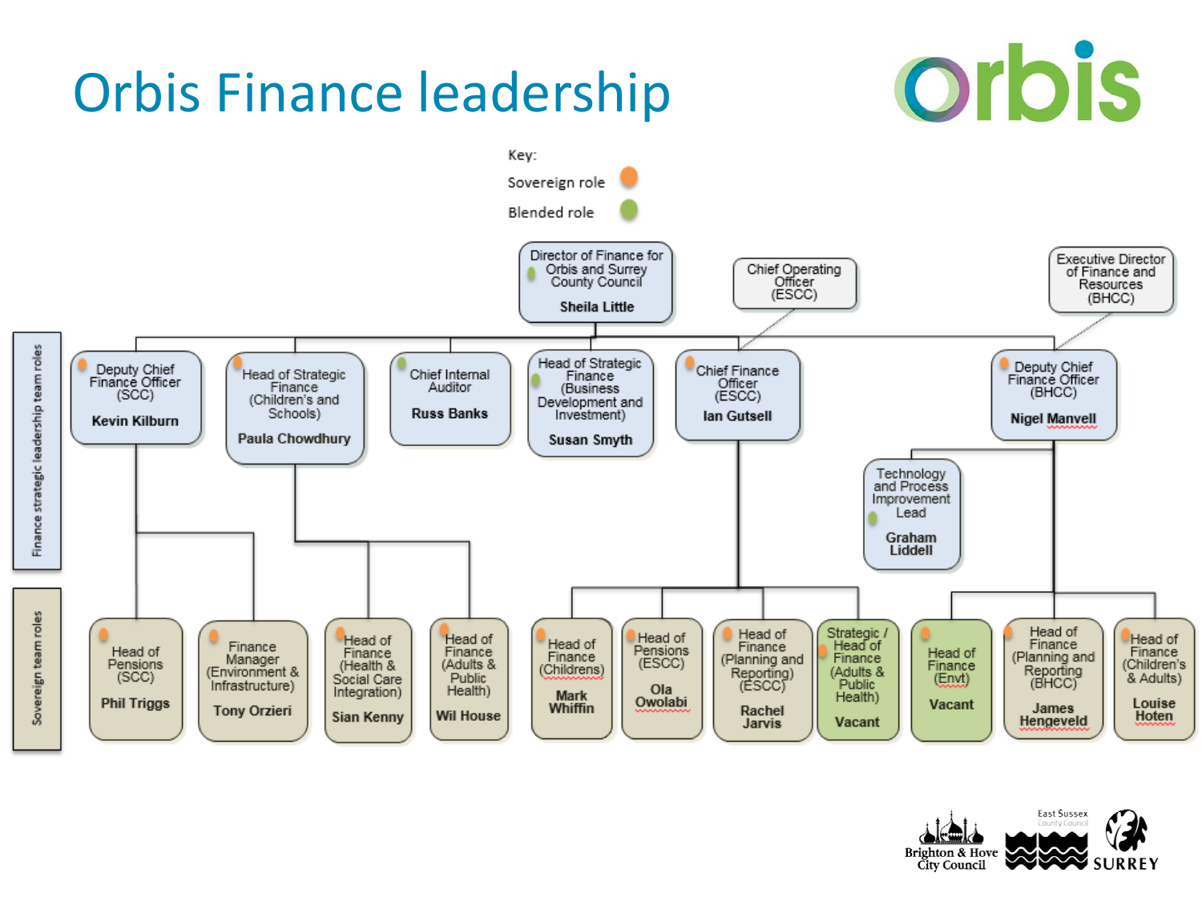# Orbis Finance leadership

**Key:**

- Sovereign role (orange)
- Blended role (green)

**Director of Finance for Orbis and Surrey County Council** — **Sheila Little** (Blended role)

- Chief Operating Officer (ESCC)
- Executive Director of Finance and Resources (BHCC)

## Finance strategic leadership team roles

- **Deputy Chief Finance Officer (SCC)** — **Kevin Kilburn** (Sovereign role)
  - Head of Pensions (SCC) — **Phil Triggs** (Sovereign role)
  - Finance Manager (Environment & Infrastructure) — **Tony Orzieri** (Sovereign role)
- **Head of Strategic Finance (Children's and Schools)** — **Paula Chowdhury** (Sovereign role)
  - Head of Finance (Health & Social Care Integration) — **Sian Kenny** (Sovereign role)
  - Head of Finance (Adults & Public Health) — **Wil House**
- **Chief Internal Auditor** — **Russ Banks** (Blended role)
- **Head of Strategic Finance (Business Development and Investment)** — **Susan Smyth** (Blended role)
- **Chief Finance Officer (ESCC)** — **Ian Gutsell** (Sovereign role; reports to Chief Operating Officer (ESCC))
  - Head of Finance (Childrens) — **Mark Whiffin** (Sovereign role)
  - Head of Pensions (ESCC) — **Ola Owolabi** (Sovereign role)
  - Head of Finance (Planning and Reporting) (ESCC) — **Rachel Jarvis** (Sovereign role)
  - Strategic / Head of Finance (Adults & Public Health) — **Vacant** (Sovereign role)
- **Deputy Chief Finance Officer (BHCC)** — **Nigel Manvell** (Sovereign role; reports to Executive Director of Finance and Resources (BHCC))
  - Technology and Process Improvement Lead — **Graham Liddell** (Blended role)
  - Head of Finance (Envt) — **Vacant**
  - Head of Finance (Planning and Reporting) (BHCC) — **James Hengeveld** (Sovereign role)
  - Head of Finance (Children's & Adults) — **Louise Hoten** (Sovereign role)

## Sovereign team roles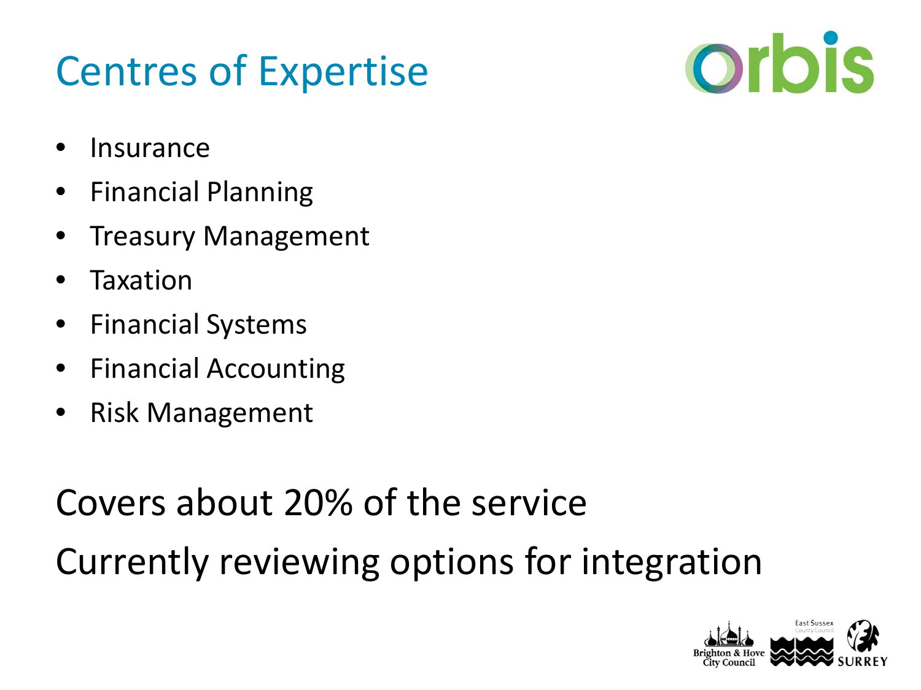# Centres of Expertise

- Insurance
- Financial Planning
- Treasury Management
- Taxation
- Financial Systems
- Financial Accounting
- Risk Management

Covers about 20% of the service

Currently reviewing options for integration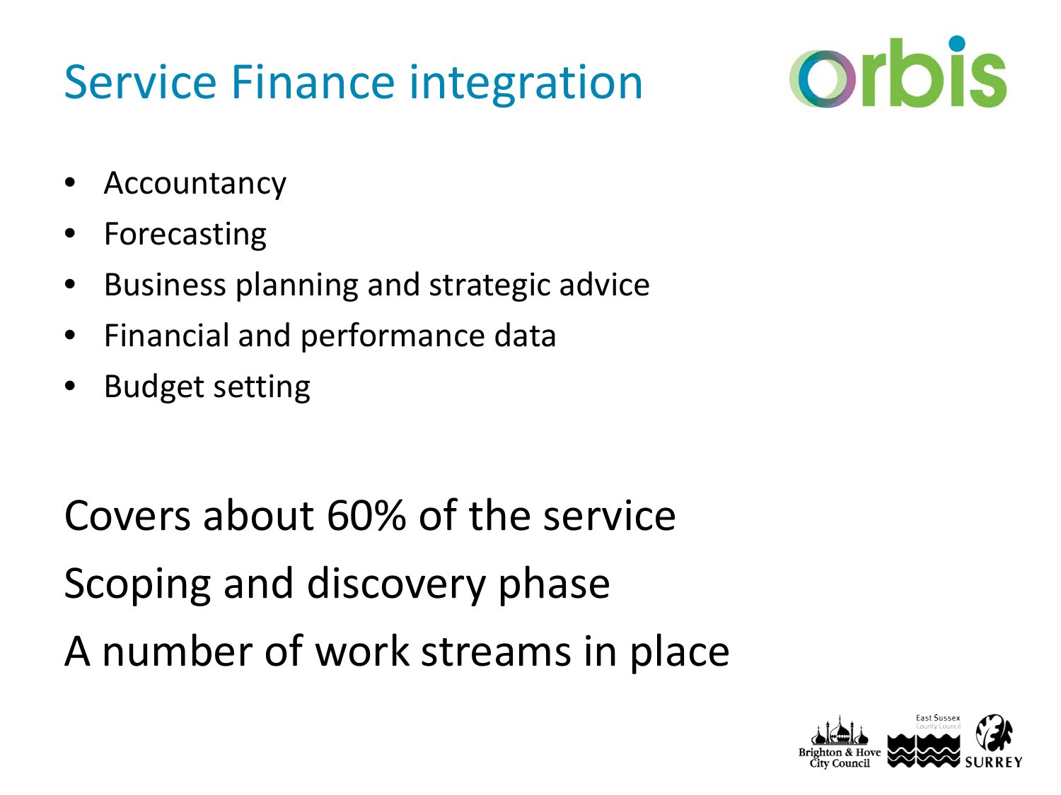# Service Finance integration

- Accountancy
- Forecasting
- Business planning and strategic advice
- Financial and performance data
- Budget setting

Covers about 60% of the service

Scoping and discovery phase

A number of work streams in place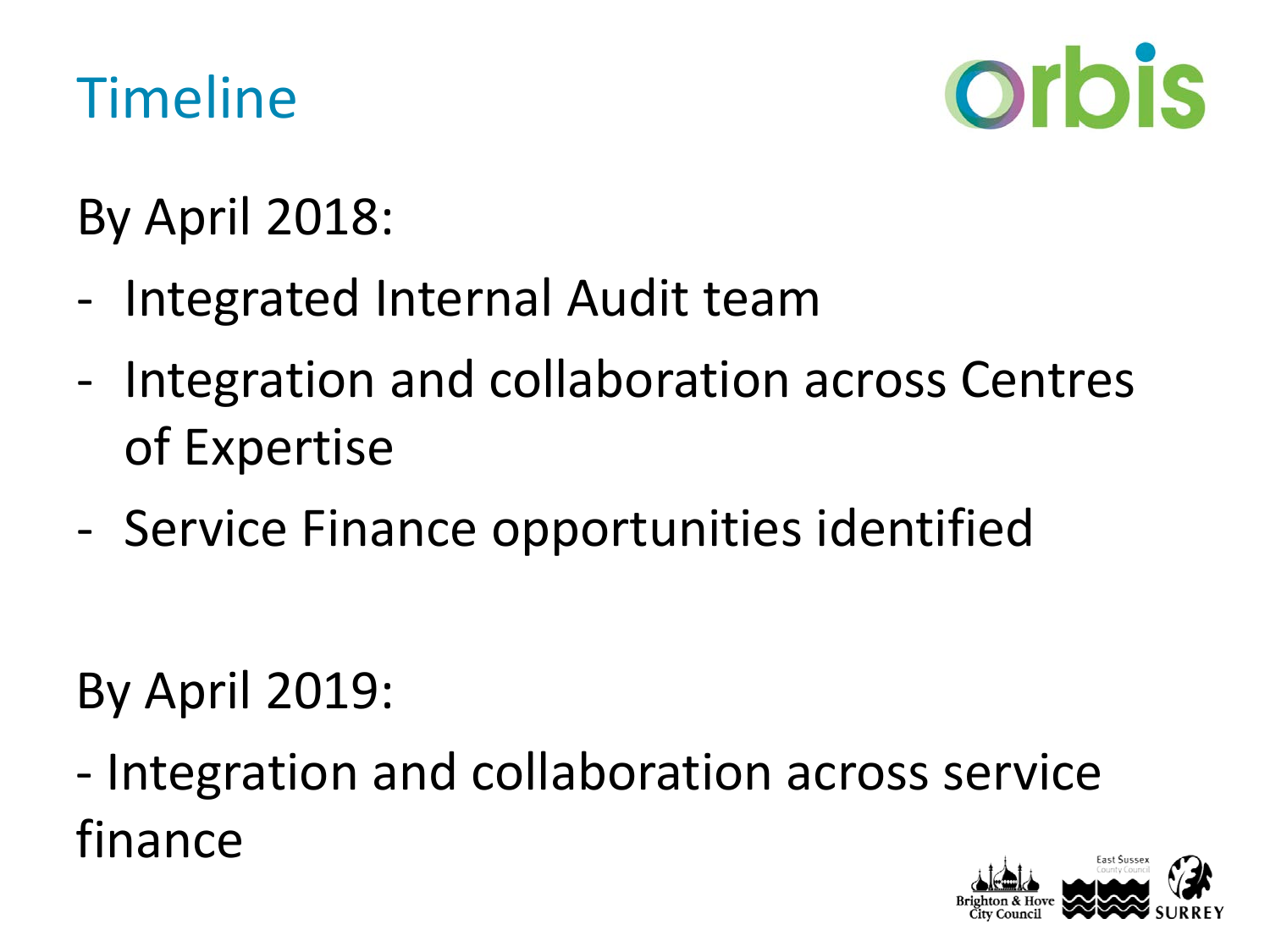# Timeline

By April 2018:

- Integrated Internal Audit team
- Integration and collaboration across Centres of Expertise
- Service Finance opportunities identified

By April 2019:

- Integration and collaboration across service finance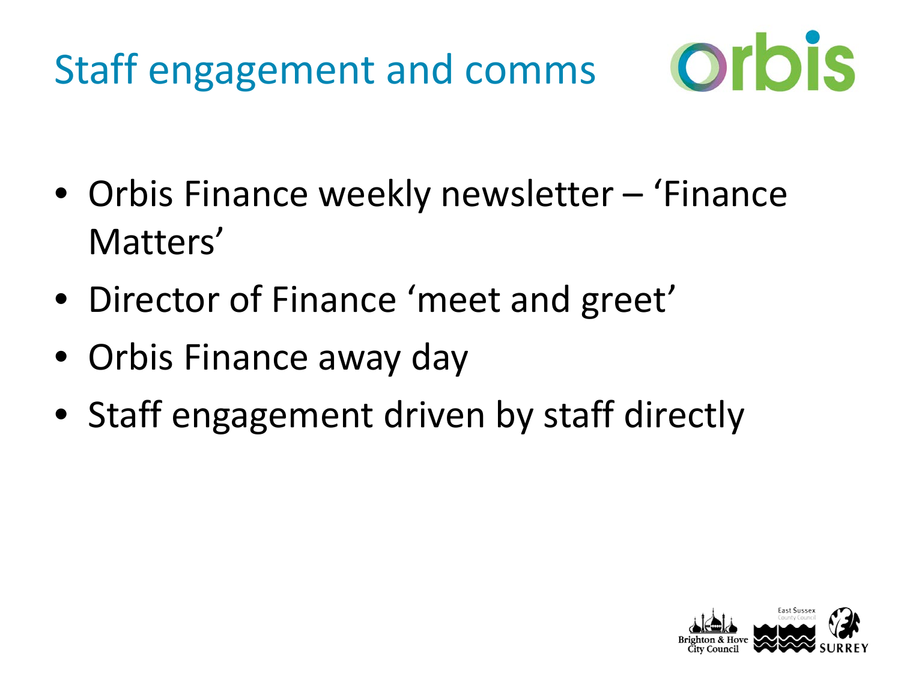# Staff engagement and comms

- Orbis Finance weekly newsletter – 'Finance Matters'
- Director of Finance 'meet and greet'
- Orbis Finance away day
- Staff engagement driven by staff directly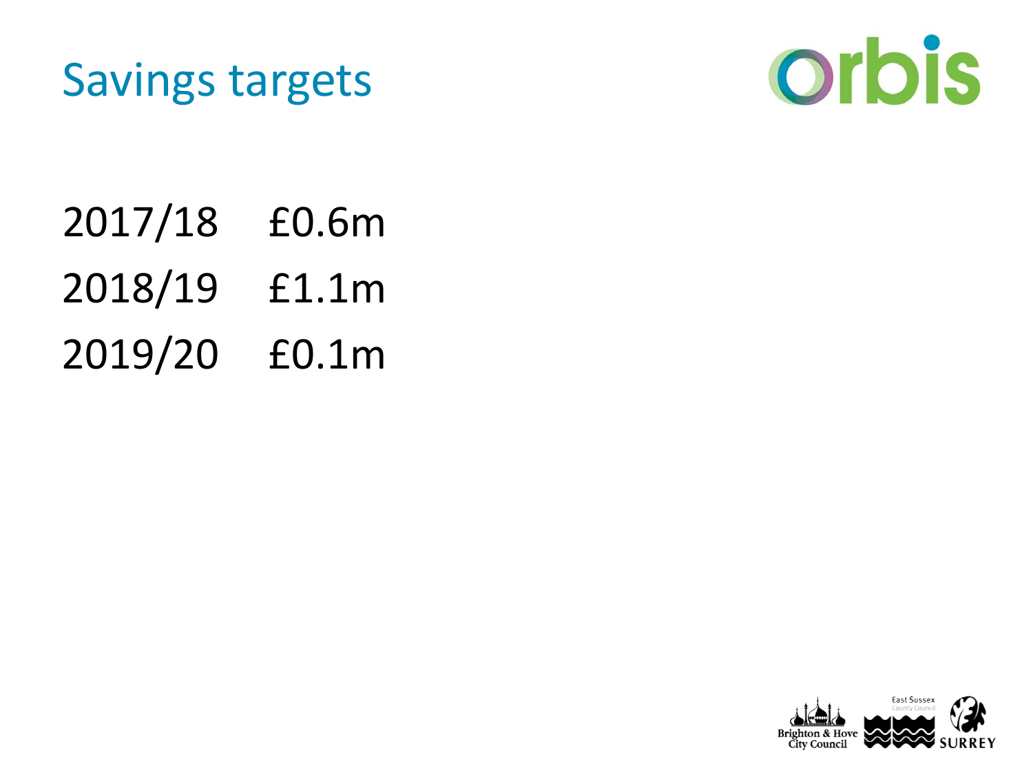# Savings targets

| | |
|---|---|
| 2017/18 | £0.6m |
| 2018/19 | £1.1m |
| 2019/20 | £0.1m |